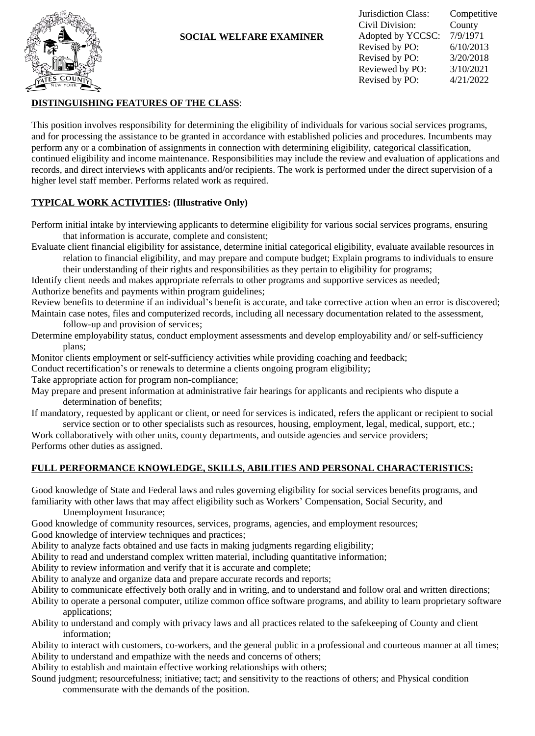# SOCIAL WELFARE EXAMINER

| | |
|---|---|
| Jurisdiction Class: | Competitive |
| Civil Division: | County |
| Adopted by YCCSC: | 7/9/1971 |
| Revised by PO: | 6/10/2013 |
| Revised by PO: | 3/20/2018 |
| Reviewed by PO: | 3/10/2021 |
| Revised by PO: | 4/21/2022 |

## DISTINGUISHING FEATURES OF THE CLASS:

This position involves responsibility for determining the eligibility of individuals for various social services programs, and for processing the assistance to be granted in accordance with established policies and procedures. Incumbents may perform any or a combination of assignments in connection with determining eligibility, categorical classification, continued eligibility and income maintenance. Responsibilities may include the review and evaluation of applications and records, and direct interviews with applicants and/or recipients. The work is performed under the direct supervision of a higher level staff member. Performs related work as required.

## TYPICAL WORK ACTIVITIES: (Illustrative Only)

Perform initial intake by interviewing applicants to determine eligibility for various social services programs, ensuring that information is accurate, complete and consistent;

Evaluate client financial eligibility for assistance, determine initial categorical eligibility, evaluate available resources in relation to financial eligibility, and may prepare and compute budget; Explain programs to individuals to ensure their understanding of their rights and responsibilities as they pertain to eligibility for programs;

Identify client needs and makes appropriate referrals to other programs and supportive services as needed;

Authorize benefits and payments within program guidelines;

Review benefits to determine if an individual's benefit is accurate, and take corrective action when an error is discovered;

Maintain case notes, files and computerized records, including all necessary documentation related to the assessment, follow-up and provision of services;

Determine employability status, conduct employment assessments and develop employability and/ or self-sufficiency plans;

Monitor clients employment or self-sufficiency activities while providing coaching and feedback;

Conduct recertification's or renewals to determine a clients ongoing program eligibility;

Take appropriate action for program non-compliance;

May prepare and present information at administrative fair hearings for applicants and recipients who dispute a determination of benefits;

If mandatory, requested by applicant or client, or need for services is indicated, refers the applicant or recipient to social service section or to other specialists such as resources, housing, employment, legal, medical, support, etc.;

Work collaboratively with other units, county departments, and outside agencies and service providers;

Performs other duties as assigned.

## FULL PERFORMANCE KNOWLEDGE, SKILLS, ABILITIES AND PERSONAL CHARACTERISTICS:

Good knowledge of State and Federal laws and rules governing eligibility for social services benefits programs, and familiarity with other laws that may affect eligibility such as Workers' Compensation, Social Security, and Unemployment Insurance;

Good knowledge of community resources, services, programs, agencies, and employment resources;

Good knowledge of interview techniques and practices;

Ability to analyze facts obtained and use facts in making judgments regarding eligibility;

Ability to read and understand complex written material, including quantitative information;

Ability to review information and verify that it is accurate and complete;

Ability to analyze and organize data and prepare accurate records and reports;

Ability to communicate effectively both orally and in writing, and to understand and follow oral and written directions;

Ability to operate a personal computer, utilize common office software programs, and ability to learn proprietary software applications;

Ability to understand and comply with privacy laws and all practices related to the safekeeping of County and client information;

Ability to interact with customers, co-workers, and the general public in a professional and courteous manner at all times;

Ability to understand and empathize with the needs and concerns of others;

Ability to establish and maintain effective working relationships with others;

Sound judgment; resourcefulness; initiative; tact; and sensitivity to the reactions of others; and Physical condition commensurate with the demands of the position.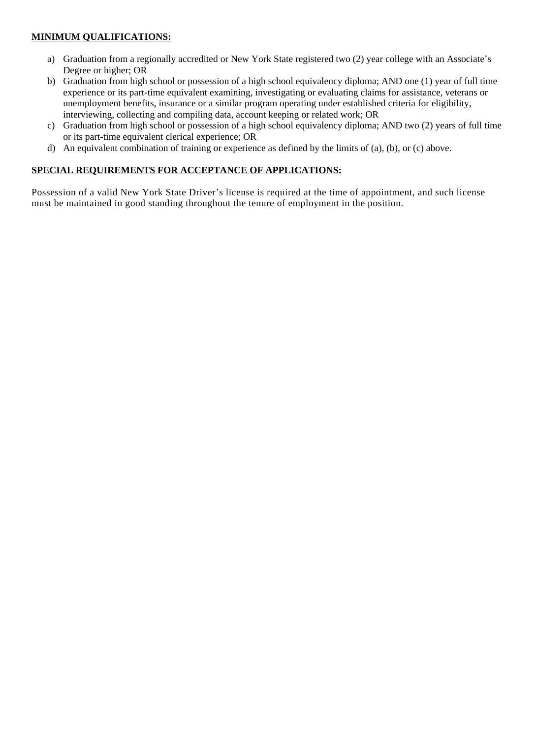**MINIMUM QUALIFICATIONS:**

a) Graduation from a regionally accredited or New York State registered two (2) year college with an Associate's Degree or higher; OR
b) Graduation from high school or possession of a high school equivalency diploma; AND one (1) year of full time experience or its part-time equivalent examining, investigating or evaluating claims for assistance, veterans or unemployment benefits, insurance or a similar program operating under established criteria for eligibility, interviewing, collecting and compiling data, account keeping or related work; OR
c) Graduation from high school or possession of a high school equivalency diploma; AND two (2) years of full time or its part-time equivalent clerical experience; OR
d) An equivalent combination of training or experience as defined by the limits of (a), (b), or (c) above.

**SPECIAL REQUIREMENTS FOR ACCEPTANCE OF APPLICATIONS:**

Possession of a valid New York State Driver's license is required at the time of appointment, and such license must be maintained in good standing throughout the tenure of employment in the position.